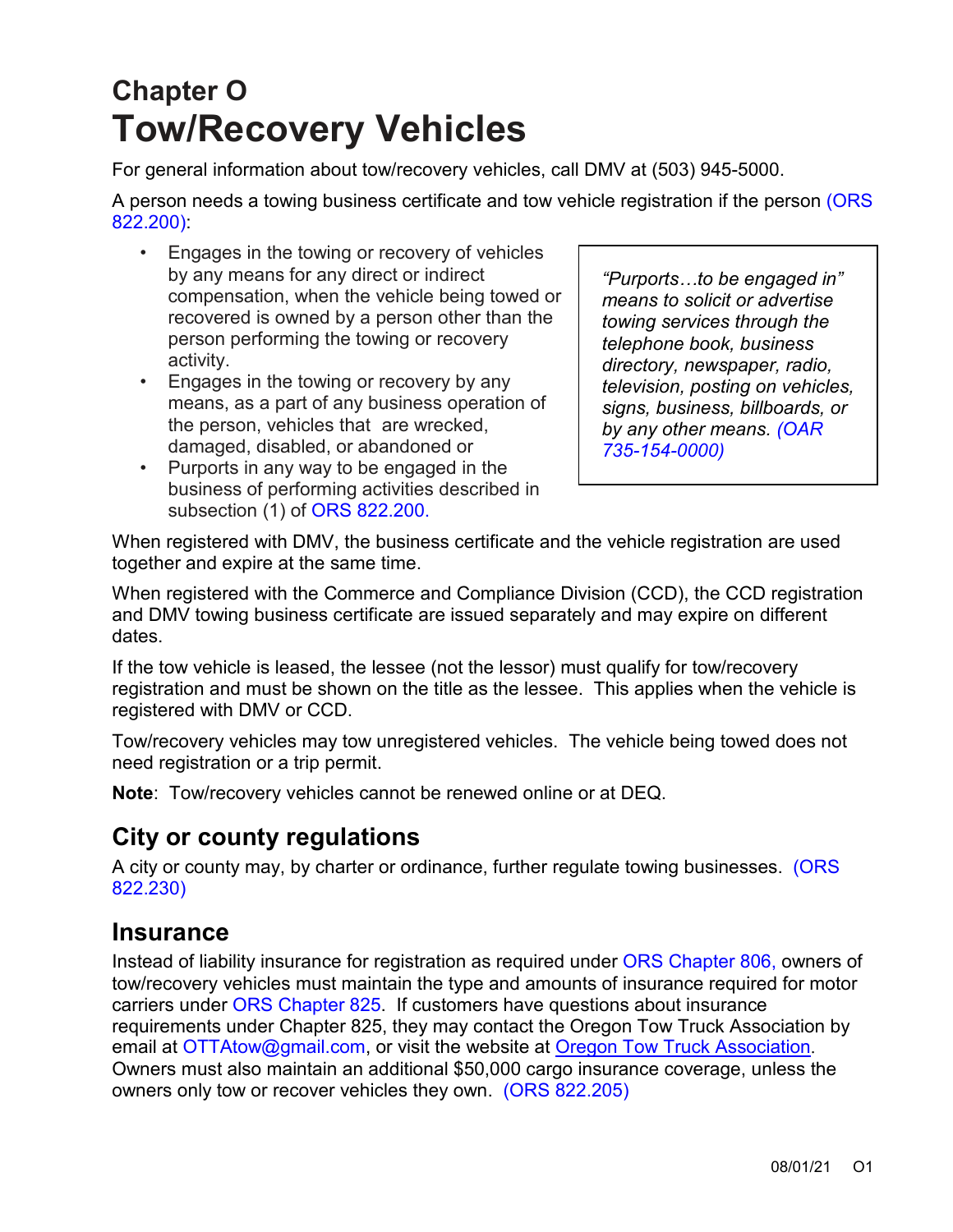# Chapter O
# Tow/Recovery Vehicles

For general information about tow/recovery vehicles, call DMV at (503) 945-5000.

A person needs a towing business certificate and tow vehicle registration if the person (ORS 822.200):

- Engages in the towing or recovery of vehicles by any means for any direct or indirect compensation, when the vehicle being towed or recovered is owned by a person other than the person performing the towing or recovery activity.
- Engages in the towing or recovery by any means, as a part of any business operation of the person, vehicles that are wrecked, damaged, disabled, or abandoned or
- Purports in any way to be engaged in the business of performing activities described in subsection (1) of ORS 822.200.

*"Purports…to be engaged in" means to solicit or advertise towing services through the telephone book, business directory, newspaper, radio, television, posting on vehicles, signs, business, billboards, or by any other means. (OAR 735-154-0000)*

When registered with DMV, the business certificate and the vehicle registration are used together and expire at the same time.

When registered with the Commerce and Compliance Division (CCD), the CCD registration and DMV towing business certificate are issued separately and may expire on different dates.

If the tow vehicle is leased, the lessee (not the lessor) must qualify for tow/recovery registration and must be shown on the title as the lessee. This applies when the vehicle is registered with DMV or CCD.

Tow/recovery vehicles may tow unregistered vehicles. The vehicle being towed does not need registration or a trip permit.

**Note**: Tow/recovery vehicles cannot be renewed online or at DEQ.

## City or county regulations

A city or county may, by charter or ordinance, further regulate towing businesses. (ORS 822.230)

## Insurance

Instead of liability insurance for registration as required under ORS Chapter 806, owners of tow/recovery vehicles must maintain the type and amounts of insurance required for motor carriers under ORS Chapter 825. If customers have questions about insurance requirements under Chapter 825, they may contact the Oregon Tow Truck Association by email at OTTAtow@gmail.com, or visit the website at Oregon Tow Truck Association. Owners must also maintain an additional $50,000 cargo insurance coverage, unless the owners only tow or recover vehicles they own. (ORS 822.205)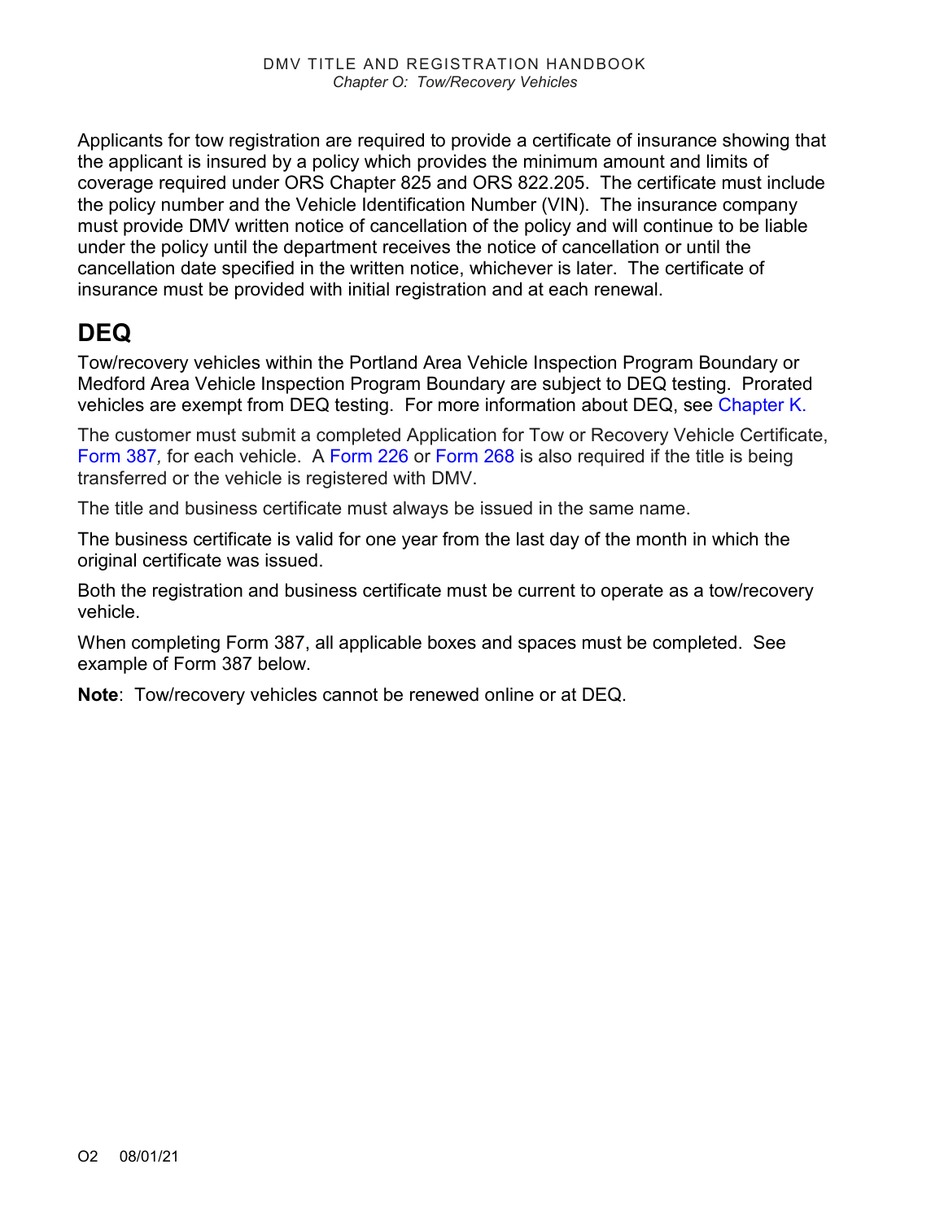Applicants for tow registration are required to provide a certificate of insurance showing that the applicant is insured by a policy which provides the minimum amount and limits of coverage required under ORS Chapter 825 and ORS 822.205. The certificate must include the policy number and the Vehicle Identification Number (VIN). The insurance company must provide DMV written notice of cancellation of the policy and will continue to be liable under the policy until the department receives the notice of cancellation or until the cancellation date specified in the written notice, whichever is later. The certificate of insurance must be provided with initial registration and at each renewal.

## DEQ

Tow/recovery vehicles within the Portland Area Vehicle Inspection Program Boundary or Medford Area Vehicle Inspection Program Boundary are subject to DEQ testing. Prorated vehicles are exempt from DEQ testing. For more information about DEQ, see Chapter K.

The customer must submit a completed Application for Tow or Recovery Vehicle Certificate, Form 387, for each vehicle. A Form 226 or Form 268 is also required if the title is being transferred or the vehicle is registered with DMV.

The title and business certificate must always be issued in the same name.

The business certificate is valid for one year from the last day of the month in which the original certificate was issued.

Both the registration and business certificate must be current to operate as a tow/recovery vehicle.

When completing Form 387, all applicable boxes and spaces must be completed. See example of Form 387 below.

**Note**: Tow/recovery vehicles cannot be renewed online or at DEQ.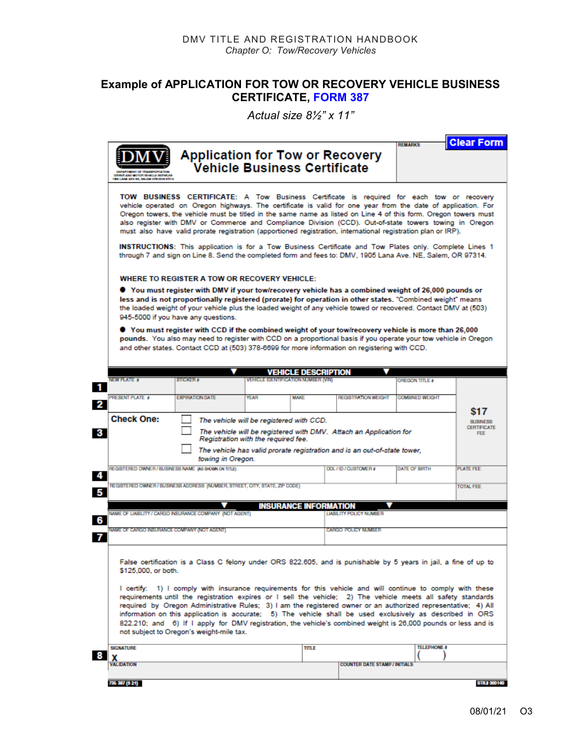## Example of APPLICATION FOR TOW OR RECOVERY VEHICLE BUSINESS CERTIFICATE, FORM 387

*Actual size 8½" x 11"*

**Clear Form**

DMV — DEPARTMENT OF TRANSPORTATION, DRIVER AND MOTOR VEHICLE SERVICES, 1905 LANA AVE NE, SALEM OREGON 97314

# Application for Tow or Recovery Vehicle Business Certificate

REMARKS

**TOW BUSINESS CERTIFICATE:** A Tow Business Certificate is required for each tow or recovery vehicle operated on Oregon highways. The certificate is valid for one year from the date of application. For Oregon towers, the vehicle must be titled in the same name as listed on Line 4 of this form. Oregon towers must also register with DMV or Commerce and Compliance Division (CCD). Out-of-state towers towing in Oregon must also have valid prorate registration (apportioned registration, international registration plan or IRP).

**INSTRUCTIONS:** This application is for a Tow Business Certificate and Tow Plates only. Complete Lines 1 through 7 and sign on Line 8. Send the completed form and fees to: DMV, 1905 Lana Ave. NE, Salem, OR 97314.

**WHERE TO REGISTER A TOW OR RECOVERY VEHICLE:**

- **You must register with DMV if your tow/recovery vehicle has a combined weight of 26,000 pounds or less and is not proportionally registered (prorate) for operation in other states.** "Combined weight" means the loaded weight of your vehicle plus the loaded weight of any vehicle towed or recovered. Contact DMV at (503) 945-5000 if you have any questions.
- **You must register with CCD if the combined weight of your tow/recovery vehicle is more than 26,000 pounds.** You also may need to register with CCD on a proportional basis if you operate your tow vehicle in Oregon and other states. Contact CCD at (503) 378-6699 for more information on registering with CCD.

### VEHICLE DESCRIPTION

| Line | | | | | | |
|---|---|---|---|---|---|---|
| 1 | NEW PLATE # | STICKER # | VEHICLE IDENTIFICATION NUMBER (VIN) | | ORECON TITLE # | |
| 2 | PRESENT PLATE # | EXPIRATION DATE | YEAR | MAKE | REGISTRATION WEIGHT | COMBINED WEIGHT |

**3 Check One:**
- ☐ *The vehicle will be registered with CCD.*
- ☐ *The vehicle will be registered with DMV. Attach an Application for Registration with the required fee.*
- ☐ *The vehicle has valid prorate registration and is an out-of-state tower, towing in Oregon.*

**$17** BUSINESS CERTIFICATE FEE

| Line | | | | |
|---|---|---|---|---|
| 4 | REGISTERED OWNER / BUSINESS NAME (AS SHOWN ON TITLE) | ODL / ID / CUSTOMER # | DATE OF BIRTH | PLATE FEE |
| 5 | REGISTERED OWNER / BUSINESS ADDRESS (NUMBER, STREET, CITY, STATE, ZIP CODE) | | | TOTAL FEE |

### INSURANCE INFORMATION

| Line | | |
|---|---|---|
| 6 | NAME OF LIABILITY / CARGO INSURANCE COMPANY (NOT AGENT) | LIABILITY POLICY NUMBER |
| 7 | NAME OF CARGO INSURANCE COMPANY (NOT AGENT) | CARGO POLICY NUMBER |

False certification is a Class C felony under ORS 822.605, and is punishable by 5 years in jail, a fine of up to $125,000, or both.

I certify: 1) I comply with insurance requirements for this vehicle and will continue to comply with these requirements until the registration expires or I sell the vehicle; 2) The vehicle meets all safety standards required by Oregon Administrative Rules; 3) I am the registered owner or an authorized representative; 4) All information on this application is accurate; 5) The vehicle shall be used exclusively as described in ORS 822.210; and 6) If I apply for DMV registration, the vehicle's combined weight is 26,000 pounds or less and is not subject to Oregon's weight-mile tax.

| Line | | | |
|---|---|---|---|
| 8 | SIGNATURE X | TITLE | TELEPHONE # ( ) |
| | VALIDATION | COUNTER DATE STAMP / INITIALS | |

735 387 (5 21) STK# 300140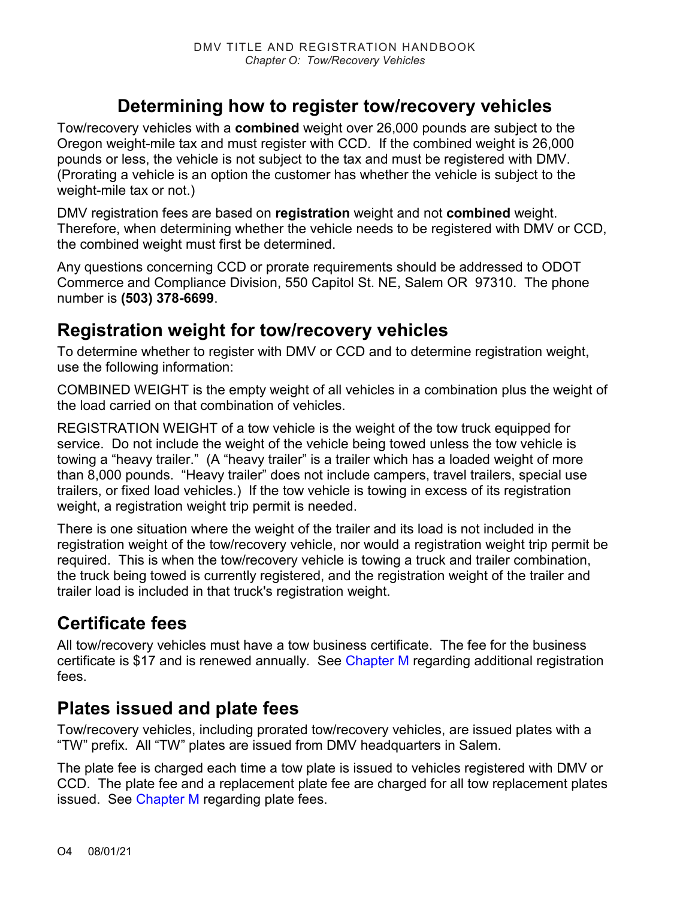## Determining how to register tow/recovery vehicles

Tow/recovery vehicles with a **combined** weight over 26,000 pounds are subject to the Oregon weight-mile tax and must register with CCD. If the combined weight is 26,000 pounds or less, the vehicle is not subject to the tax and must be registered with DMV. (Prorating a vehicle is an option the customer has whether the vehicle is subject to the weight-mile tax or not.)

DMV registration fees are based on **registration** weight and not **combined** weight. Therefore, when determining whether the vehicle needs to be registered with DMV or CCD, the combined weight must first be determined.

Any questions concerning CCD or prorate requirements should be addressed to ODOT Commerce and Compliance Division, 550 Capitol St. NE, Salem OR 97310. The phone number is **(503) 378-6699**.

## Registration weight for tow/recovery vehicles

To determine whether to register with DMV or CCD and to determine registration weight, use the following information:

COMBINED WEIGHT is the empty weight of all vehicles in a combination plus the weight of the load carried on that combination of vehicles.

REGISTRATION WEIGHT of a tow vehicle is the weight of the tow truck equipped for service. Do not include the weight of the vehicle being towed unless the tow vehicle is towing a "heavy trailer." (A "heavy trailer" is a trailer which has a loaded weight of more than 8,000 pounds. "Heavy trailer" does not include campers, travel trailers, special use trailers, or fixed load vehicles.) If the tow vehicle is towing in excess of its registration weight, a registration weight trip permit is needed.

There is one situation where the weight of the trailer and its load is not included in the registration weight of the tow/recovery vehicle, nor would a registration weight trip permit be required. This is when the tow/recovery vehicle is towing a truck and trailer combination, the truck being towed is currently registered, and the registration weight of the trailer and trailer load is included in that truck's registration weight.

## Certificate fees

All tow/recovery vehicles must have a tow business certificate. The fee for the business certificate is $17 and is renewed annually. See Chapter M regarding additional registration fees.

## Plates issued and plate fees

Tow/recovery vehicles, including prorated tow/recovery vehicles, are issued plates with a "TW" prefix. All "TW" plates are issued from DMV headquarters in Salem.

The plate fee is charged each time a tow plate is issued to vehicles registered with DMV or CCD. The plate fee and a replacement plate fee are charged for all tow replacement plates issued. See Chapter M regarding plate fees.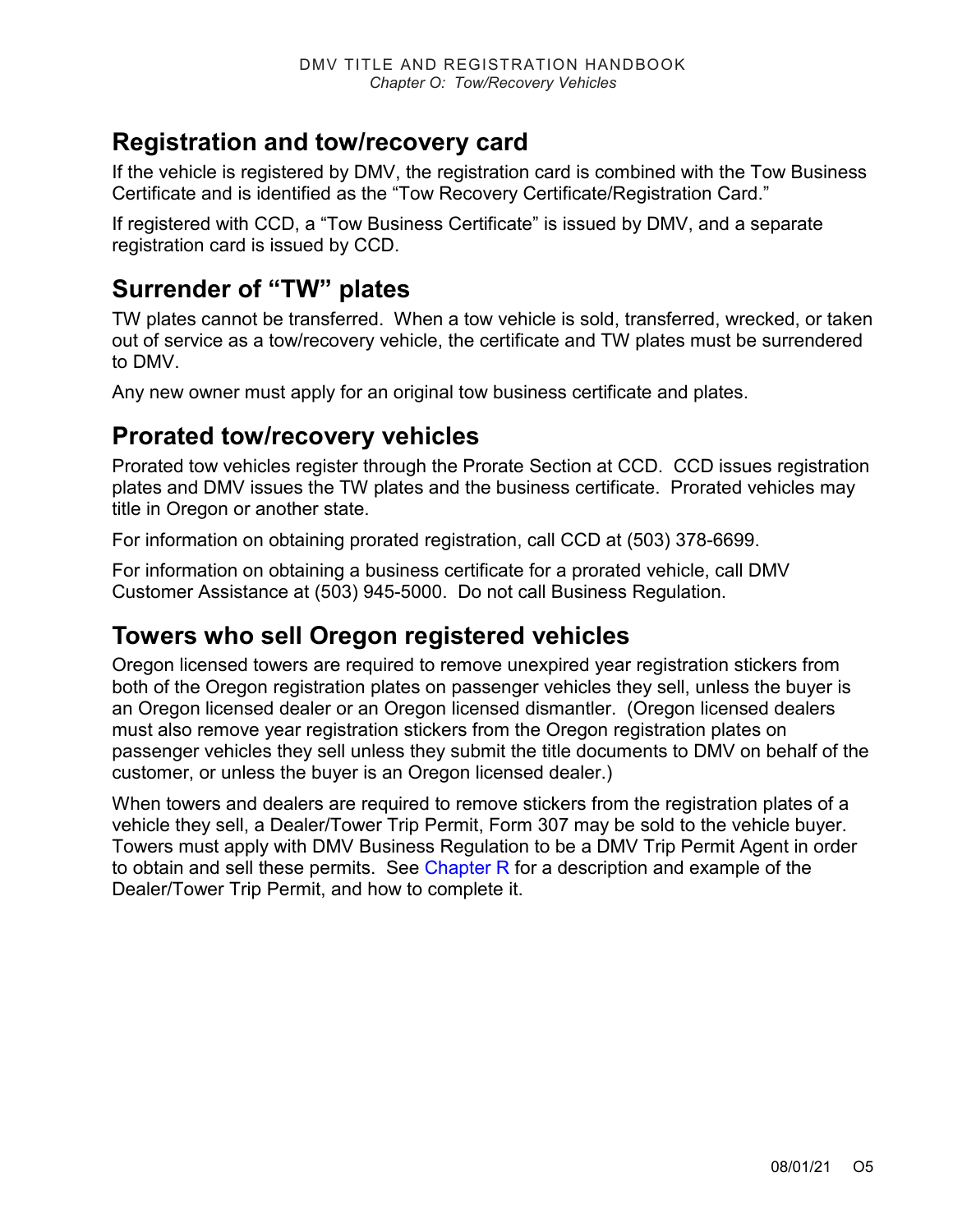## Registration and tow/recovery card

If the vehicle is registered by DMV, the registration card is combined with the Tow Business Certificate and is identified as the "Tow Recovery Certificate/Registration Card."

If registered with CCD, a "Tow Business Certificate" is issued by DMV, and a separate registration card is issued by CCD.

## Surrender of "TW" plates

TW plates cannot be transferred. When a tow vehicle is sold, transferred, wrecked, or taken out of service as a tow/recovery vehicle, the certificate and TW plates must be surrendered to DMV.

Any new owner must apply for an original tow business certificate and plates.

## Prorated tow/recovery vehicles

Prorated tow vehicles register through the Prorate Section at CCD. CCD issues registration plates and DMV issues the TW plates and the business certificate. Prorated vehicles may title in Oregon or another state.

For information on obtaining prorated registration, call CCD at (503) 378-6699.

For information on obtaining a business certificate for a prorated vehicle, call DMV Customer Assistance at (503) 945-5000. Do not call Business Regulation.

## Towers who sell Oregon registered vehicles

Oregon licensed towers are required to remove unexpired year registration stickers from both of the Oregon registration plates on passenger vehicles they sell, unless the buyer is an Oregon licensed dealer or an Oregon licensed dismantler. (Oregon licensed dealers must also remove year registration stickers from the Oregon registration plates on passenger vehicles they sell unless they submit the title documents to DMV on behalf of the customer, or unless the buyer is an Oregon licensed dealer.)

When towers and dealers are required to remove stickers from the registration plates of a vehicle they sell, a Dealer/Tower Trip Permit, Form 307 may be sold to the vehicle buyer. Towers must apply with DMV Business Regulation to be a DMV Trip Permit Agent in order to obtain and sell these permits. See Chapter R for a description and example of the Dealer/Tower Trip Permit, and how to complete it.